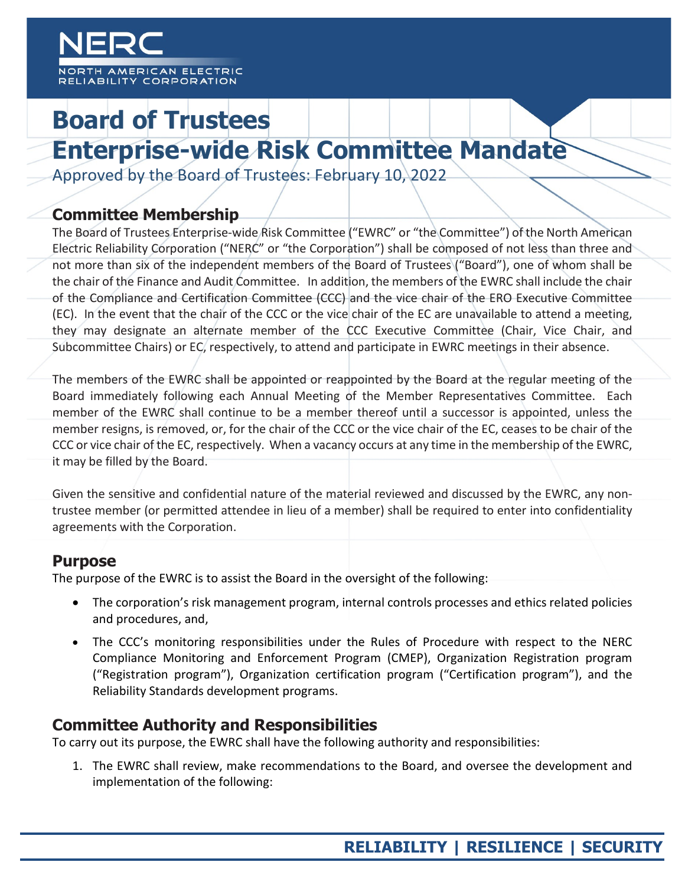# Board of Trustees Enterprise-wide Risk Committee Mandate

Approved by the Board of Trustees: February 10, 2022

## Committee Membership

The Board of Trustees Enterprise-wide Risk Committee ("EWRC" or "the Committee") of the North American Electric Reliability Corporation ("NERC" or "the Corporation") shall be composed of not less than three and not more than six of the independent members of the Board of Trustees ("Board"), one of whom shall be the chair of the Finance and Audit Committee. In addition, the members of the EWRC shall include the chair of the Compliance and Certification Committee (CCC) and the vice chair of the ERO Executive Committee (EC). In the event that the chair of the CCC or the vice chair of the EC are unavailable to attend a meeting, they may designate an alternate member of the CCC Executive Committee (Chair, Vice Chair, and Subcommittee Chairs) or EC, respectively, to attend and participate in EWRC meetings in their absence.

The members of the EWRC shall be appointed or reappointed by the Board at the regular meeting of the Board immediately following each Annual Meeting of the Member Representatives Committee. Each member of the EWRC shall continue to be a member thereof until a successor is appointed, unless the member resigns, is removed, or, for the chair of the CCC or the vice chair of the EC, ceases to be chair of the CCC or vice chair of the EC, respectively. When a vacancy occurs at any time in the membership of the EWRC, it may be filled by the Board.

Given the sensitive and confidential nature of the material reviewed and discussed by the EWRC, any non-trustee member (or permitted attendee in lieu of a member) shall be required to enter into confidentiality agreements with the Corporation.

## Purpose

The purpose of the EWRC is to assist the Board in the oversight of the following:

- The corporation's risk management program, internal controls processes and ethics related policies and procedures, and,
- The CCC's monitoring responsibilities under the Rules of Procedure with respect to the NERC Compliance Monitoring and Enforcement Program (CMEP), Organization Registration program ("Registration program"), Organization certification program ("Certification program"), and the Reliability Standards development programs.

## Committee Authority and Responsibilities

To carry out its purpose, the EWRC shall have the following authority and responsibilities:

1. The EWRC shall review, make recommendations to the Board, and oversee the development and implementation of the following: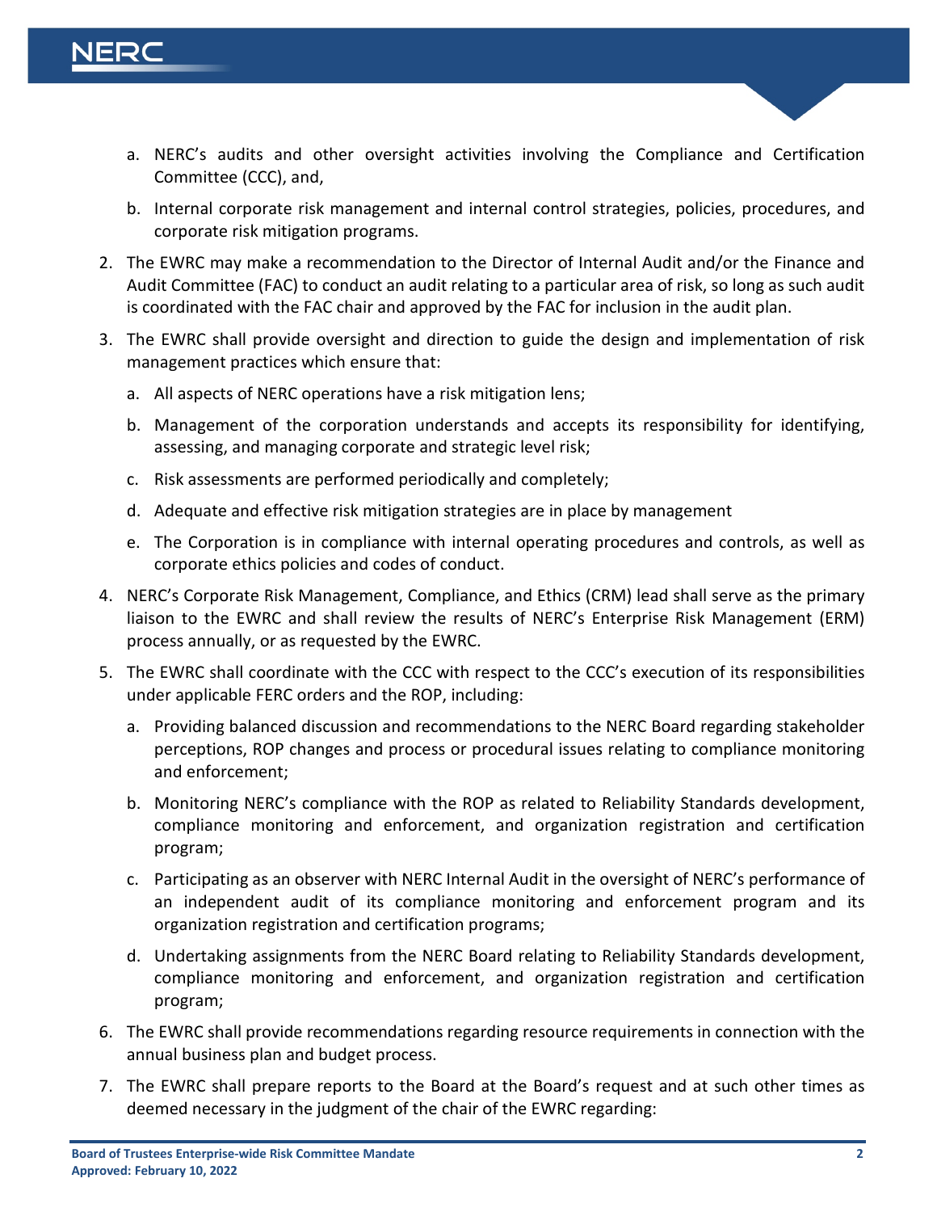a. NERC's audits and other oversight activities involving the Compliance and Certification Committee (CCC), and,

   b. Internal corporate risk management and internal control strategies, policies, procedures, and corporate risk mitigation programs.

2. The EWRC may make a recommendation to the Director of Internal Audit and/or the Finance and Audit Committee (FAC) to conduct an audit relating to a particular area of risk, so long as such audit is coordinated with the FAC chair and approved by the FAC for inclusion in the audit plan.

3. The EWRC shall provide oversight and direction to guide the design and implementation of risk management practices which ensure that:

   a. All aspects of NERC operations have a risk mitigation lens;

   b. Management of the corporation understands and accepts its responsibility for identifying, assessing, and managing corporate and strategic level risk;

   c. Risk assessments are performed periodically and completely;

   d. Adequate and effective risk mitigation strategies are in place by management

   e. The Corporation is in compliance with internal operating procedures and controls, as well as corporate ethics policies and codes of conduct.

4. NERC's Corporate Risk Management, Compliance, and Ethics (CRM) lead shall serve as the primary liaison to the EWRC and shall review the results of NERC's Enterprise Risk Management (ERM) process annually, or as requested by the EWRC.

5. The EWRC shall coordinate with the CCC with respect to the CCC's execution of its responsibilities under applicable FERC orders and the ROP, including:

   a. Providing balanced discussion and recommendations to the NERC Board regarding stakeholder perceptions, ROP changes and process or procedural issues relating to compliance monitoring and enforcement;

   b. Monitoring NERC's compliance with the ROP as related to Reliability Standards development, compliance monitoring and enforcement, and organization registration and certification program;

   c. Participating as an observer with NERC Internal Audit in the oversight of NERC's performance of an independent audit of its compliance monitoring and enforcement program and its organization registration and certification programs;

   d. Undertaking assignments from the NERC Board relating to Reliability Standards development, compliance monitoring and enforcement, and organization registration and certification program;

6. The EWRC shall provide recommendations regarding resource requirements in connection with the annual business plan and budget process.

7. The EWRC shall prepare reports to the Board at the Board's request and at such other times as deemed necessary in the judgment of the chair of the EWRC regarding: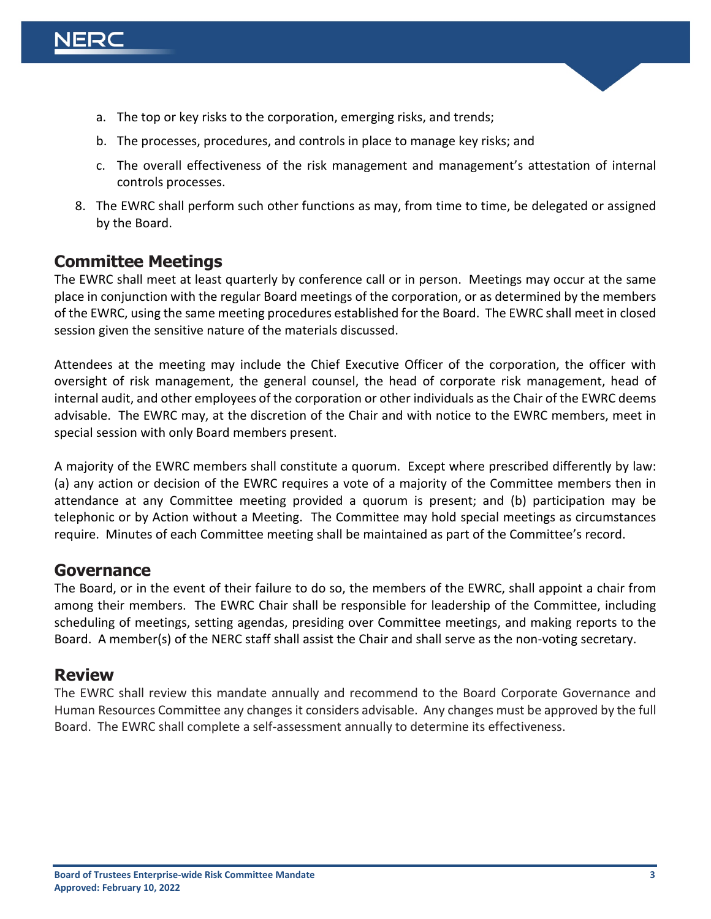a. The top or key risks to the corporation, emerging risks, and trends;

b. The processes, procedures, and controls in place to manage key risks; and

c. The overall effectiveness of the risk management and management's attestation of internal controls processes.

8. The EWRC shall perform such other functions as may, from time to time, be delegated or assigned by the Board.

## Committee Meetings

The EWRC shall meet at least quarterly by conference call or in person. Meetings may occur at the same place in conjunction with the regular Board meetings of the corporation, or as determined by the members of the EWRC, using the same meeting procedures established for the Board. The EWRC shall meet in closed session given the sensitive nature of the materials discussed.

Attendees at the meeting may include the Chief Executive Officer of the corporation, the officer with oversight of risk management, the general counsel, the head of corporate risk management, head of internal audit, and other employees of the corporation or other individuals as the Chair of the EWRC deems advisable. The EWRC may, at the discretion of the Chair and with notice to the EWRC members, meet in special session with only Board members present.

A majority of the EWRC members shall constitute a quorum. Except where prescribed differently by law: (a) any action or decision of the EWRC requires a vote of a majority of the Committee members then in attendance at any Committee meeting provided a quorum is present; and (b) participation may be telephonic or by Action without a Meeting. The Committee may hold special meetings as circumstances require. Minutes of each Committee meeting shall be maintained as part of the Committee's record.

## Governance

The Board, or in the event of their failure to do so, the members of the EWRC, shall appoint a chair from among their members. The EWRC Chair shall be responsible for leadership of the Committee, including scheduling of meetings, setting agendas, presiding over Committee meetings, and making reports to the Board. A member(s) of the NERC staff shall assist the Chair and shall serve as the non-voting secretary.

## Review

The EWRC shall review this mandate annually and recommend to the Board Corporate Governance and Human Resources Committee any changes it considers advisable. Any changes must be approved by the full Board. The EWRC shall complete a self-assessment annually to determine its effectiveness.